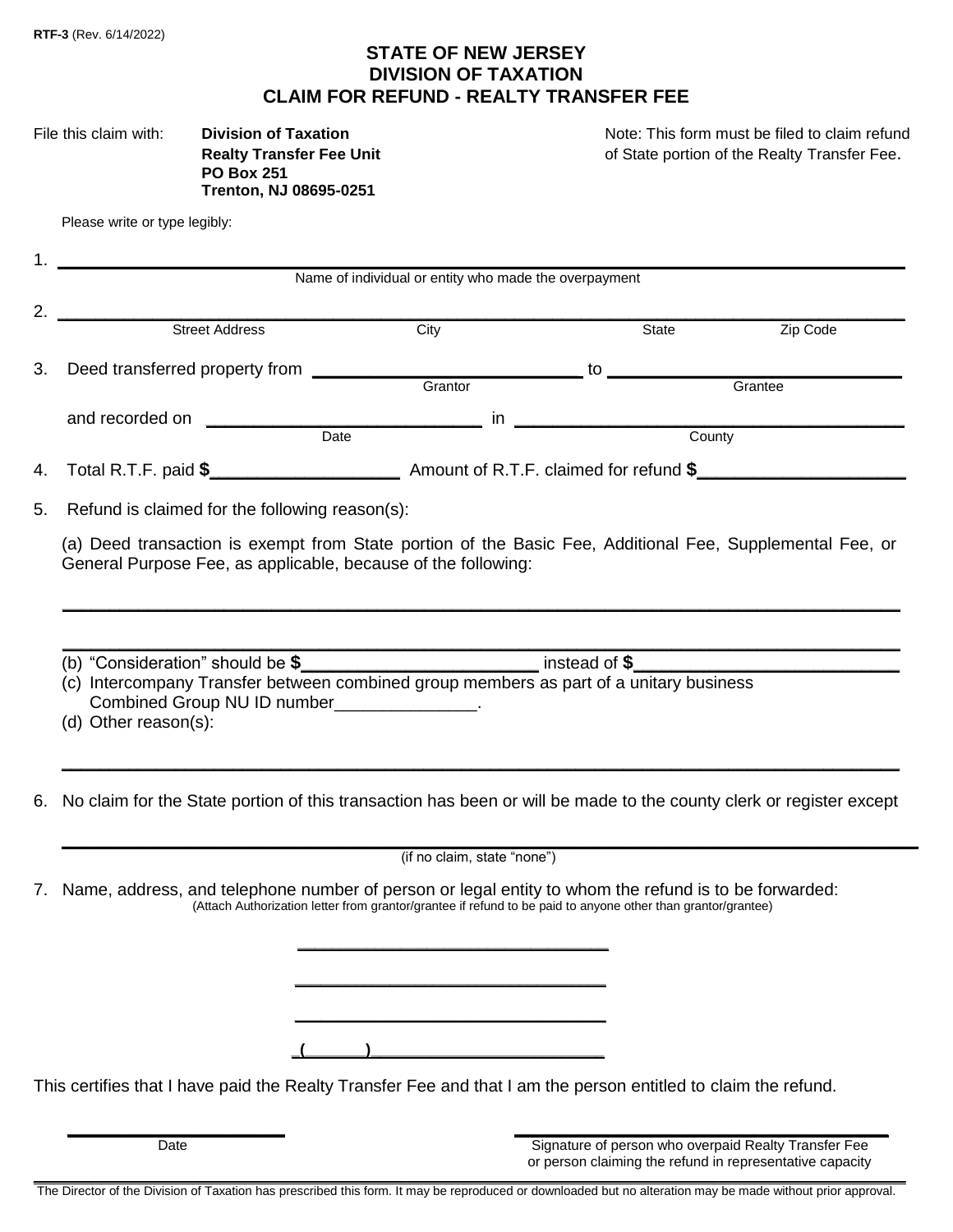RTF-3 (Rev. 6/14/2022)

# STATE OF NEW JERSEY
# DIVISION OF TAXATION
# CLAIM FOR REFUND - REALTY TRANSFER FEE

File this claim with: **Division of Taxation**
**Realty Transfer Fee Unit**
**PO Box 251**
**Trenton, NJ 08695-0251**

Note: This form must be filed to claim refund of State portion of the Realty Transfer Fee.

Please write or type legibly:

1. ______________________________________________
Name of individual or entity who made the overpayment

2. ______________________________________________
Street Address City State Zip Code

3. Deed transferred property from ____________________ to ____________________
Grantor Grantee

and recorded on ____________________ in ____________________
Date County

4. Total R.T.F. paid **$**____________ Amount of R.T.F. claimed for refund **$**____________

5. Refund is claimed for the following reason(s):

(a) Deed transaction is exempt from State portion of the Basic Fee, Additional Fee, Supplemental Fee, or General Purpose Fee, as applicable, because of the following:

______________________________________________

______________________________________________

(b) "Consideration" should be **$**____________ instead of **$**____________
(c) Intercompany Transfer between combined group members as part of a unitary business
Combined Group NU ID number_______________.
(d) Other reason(s):

______________________________________________

6. No claim for the State portion of this transaction has been or will be made to the county clerk or register except

______________________________________________
(if no claim, state "none")

7. Name, address, and telephone number of person or legal entity to whom the refund is to be forwarded:
(Attach Authorization letter from grantor/grantee if refund to be paid to anyone other than grantor/grantee)

______________________________

______________________________

______________________________

(______)________________________

This certifies that I have paid the Realty Transfer Fee and that I am the person entitled to claim the refund.

____________________ ______________________________
Date Signature of person who overpaid Realty Transfer Fee or person claiming the refund in representative capacity

The Director of the Division of Taxation has prescribed this form. It may be reproduced or downloaded but no alteration may be made without prior approval.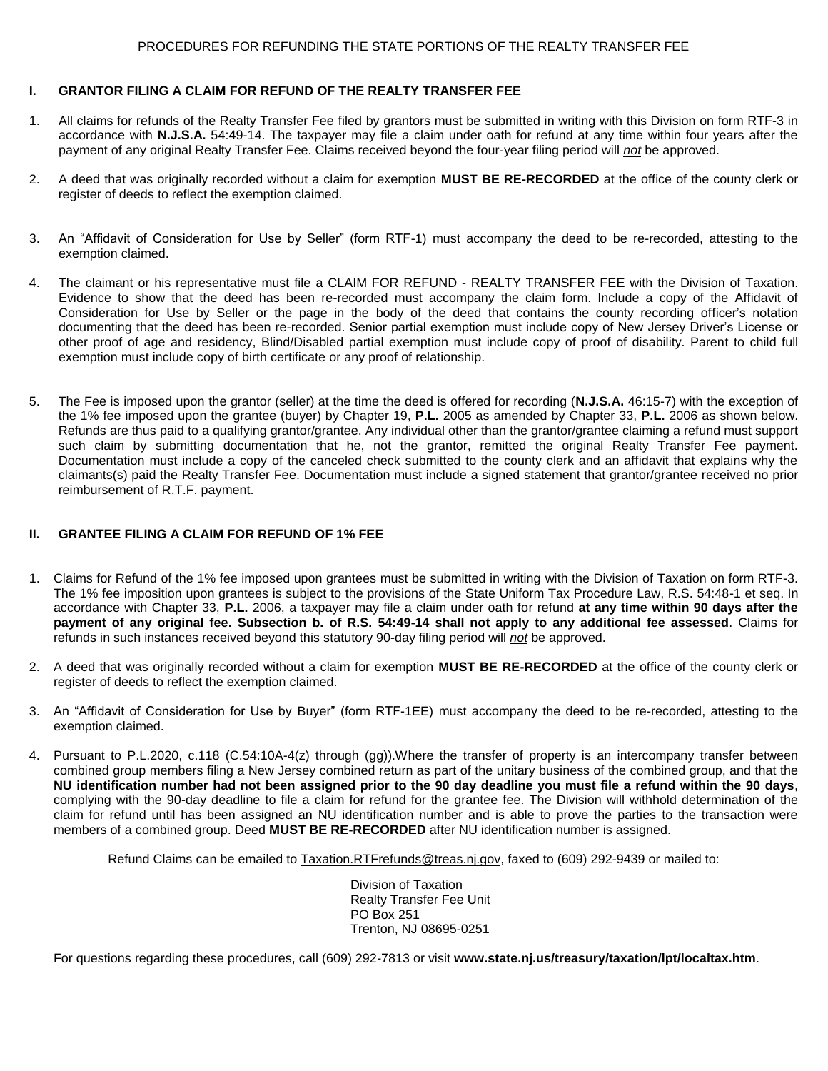# PROCEDURES FOR REFUNDING THE STATE PORTIONS OF THE REALTY TRANSFER FEE

## I. GRANTOR FILING A CLAIM FOR REFUND OF THE REALTY TRANSFER FEE

1. All claims for refunds of the Realty Transfer Fee filed by grantors must be submitted in writing with this Division on form RTF-3 in accordance with **N.J.S.A.** 54:49-14. The taxpayer may file a claim under oath for refund at any time within four years after the payment of any original Realty Transfer Fee. Claims received beyond the four-year filing period will ***not*** be approved.

2. A deed that was originally recorded without a claim for exemption **MUST BE RE-RECORDED** at the office of the county clerk or register of deeds to reflect the exemption claimed.

3. An "Affidavit of Consideration for Use by Seller" (form RTF-1) must accompany the deed to be re-recorded, attesting to the exemption claimed.

4. The claimant or his representative must file a CLAIM FOR REFUND - REALTY TRANSFER FEE with the Division of Taxation. Evidence to show that the deed has been re-recorded must accompany the claim form. Include a copy of the Affidavit of Consideration for Use by Seller or the page in the body of the deed that contains the county recording officer's notation documenting that the deed has been re-recorded. Senior partial exemption must include copy of New Jersey Driver's License or other proof of age and residency, Blind/Disabled partial exemption must include copy of proof of disability. Parent to child full exemption must include copy of birth certificate or any proof of relationship.

5. The Fee is imposed upon the grantor (seller) at the time the deed is offered for recording (**N.J.S.A.** 46:15-7) with the exception of the 1% fee imposed upon the grantee (buyer) by Chapter 19, **P.L.** 2005 as amended by Chapter 33, **P.L.** 2006 as shown below. Refunds are thus paid to a qualifying grantor/grantee. Any individual other than the grantor/grantee claiming a refund must support such claim by submitting documentation that he, not the grantor, remitted the original Realty Transfer Fee payment. Documentation must include a copy of the canceled check submitted to the county clerk and an affidavit that explains why the claimants(s) paid the Realty Transfer Fee. Documentation must include a signed statement that grantor/grantee received no prior reimbursement of R.T.F. payment.

## II. GRANTEE FILING A CLAIM FOR REFUND OF 1% FEE

1. Claims for Refund of the 1% fee imposed upon grantees must be submitted in writing with the Division of Taxation on form RTF-3. The 1% fee imposition upon grantees is subject to the provisions of the State Uniform Tax Procedure Law, R.S. 54:48-1 et seq. In accordance with Chapter 33, **P.L.** 2006, a taxpayer may file a claim under oath for refund **at any time within 90 days after the payment of any original fee. Subsection b. of R.S. 54:49-14 shall not apply to any additional fee assessed**. Claims for refunds in such instances received beyond this statutory 90-day filing period will ***not*** be approved.

2. A deed that was originally recorded without a claim for exemption **MUST BE RE-RECORDED** at the office of the county clerk or register of deeds to reflect the exemption claimed.

3. An "Affidavit of Consideration for Use by Buyer" (form RTF-1EE) must accompany the deed to be re-recorded, attesting to the exemption claimed.

4. Pursuant to P.L.2020, c.118 (C.54:10A-4(z) through (gg)).Where the transfer of property is an intercompany transfer between combined group members filing a New Jersey combined return as part of the unitary business of the combined group, and that the **NU identification number had not been assigned prior to the 90 day deadline you must file a refund within the 90 days**, complying with the 90-day deadline to file a claim for refund for the grantee fee. The Division will withhold determination of the claim for refund until has been assigned an NU identification number and is able to prove the parties to the transaction were members of a combined group. Deed **MUST BE RE-RECORDED** after NU identification number is assigned.

Refund Claims can be emailed to Taxation.RTFrefunds@treas.nj.gov, faxed to (609) 292-9439 or mailed to:

Division of Taxation
Realty Transfer Fee Unit
PO Box 251
Trenton, NJ 08695-0251

For questions regarding these procedures, call (609) 292-7813 or visit **www.state.nj.us/treasury/taxation/lpt/localtax.htm**.